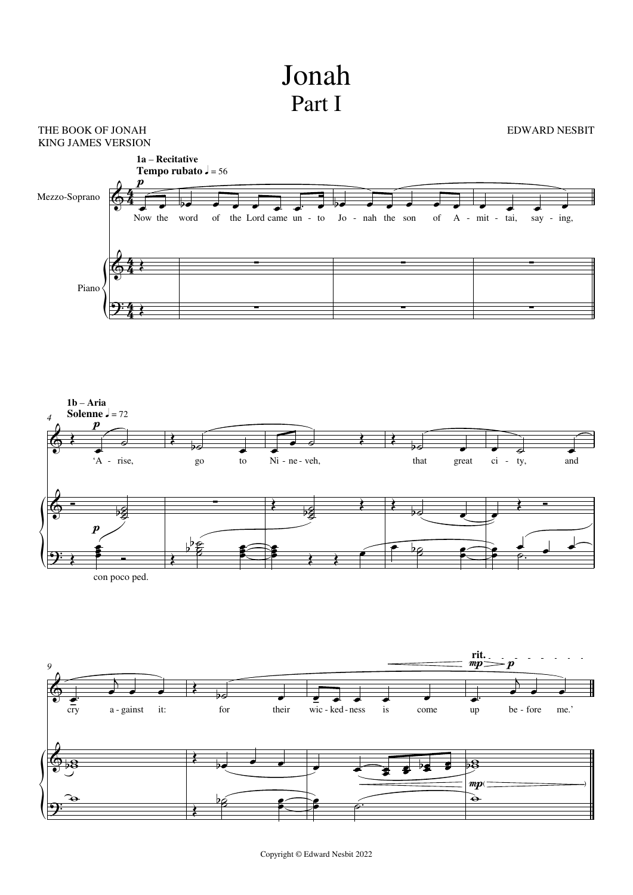# Jonah
## Part I

THE BOOK OF JONAH
KING JAMES VERSION

EDWARD NESBIT

**1a – Recitative**
**Tempo rubato** ♩ = 56

Mezzo-Soprano

Now the word of the Lord came un - to Jo - nah the son of A - mit - tai, say - ing,

Piano

**1b – Aria**
**Solenne** ♩ = 72

'A - rise, go to Ni - ne - veh, that great ci - ty, and

con poco ped.

cry a - gainst it: for their wic - ked - ness is come up be - fore me.'

rit.

Copyright © Edward Nesbit 2022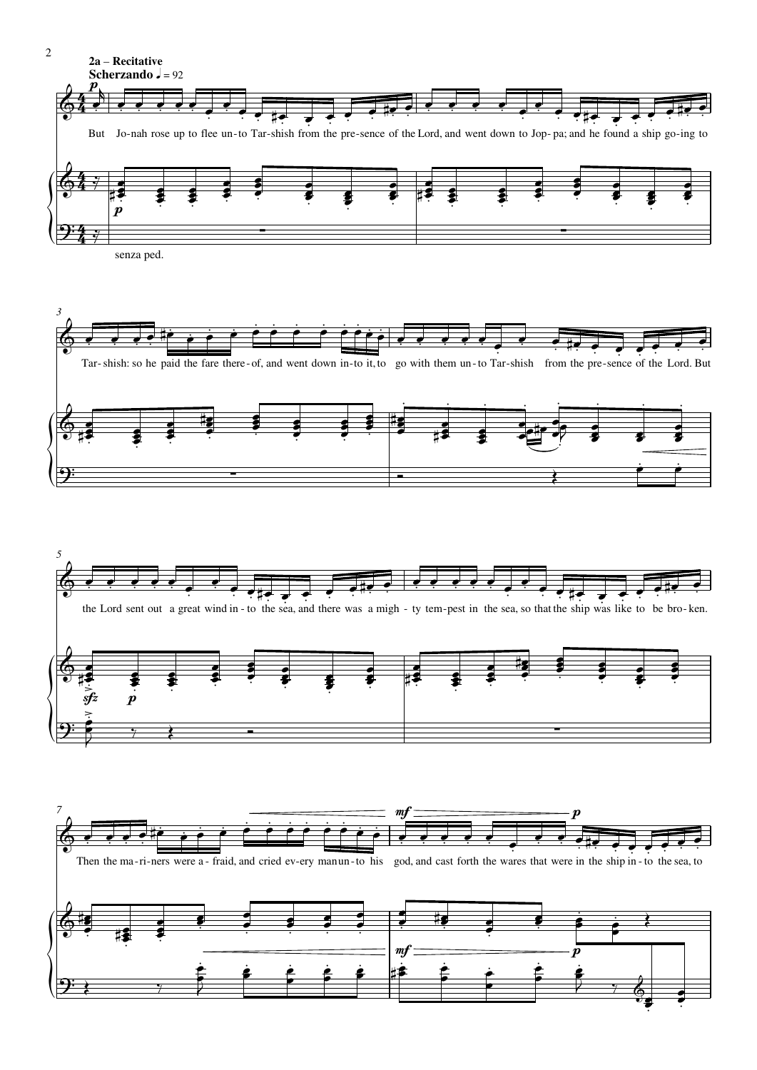## 2a – Recitative

**Scherzando** ♩ = 92

*p*

But Jo-nah rose up to flee un-to Tar-shish from the pre-sence of the Lord, and went down to Jop-pa; and he found a ship go-ing to

*p*

senza ped.

Tar-shish: so he paid the fare there-of, and went down in-to it, to go with them un-to Tar-shish from the pre-sence of the Lord. But

the Lord sent out a great wind in-to the sea, and there was a migh-ty tem-pest in the sea, so that the ship was like to be bro-ken.

*sfz* *p*

Then the ma-ri-ners were a-fraid, and cried ev-ery man un-to his god, and cast forth the wares that were in the ship in-to the sea, to

*mf* *p*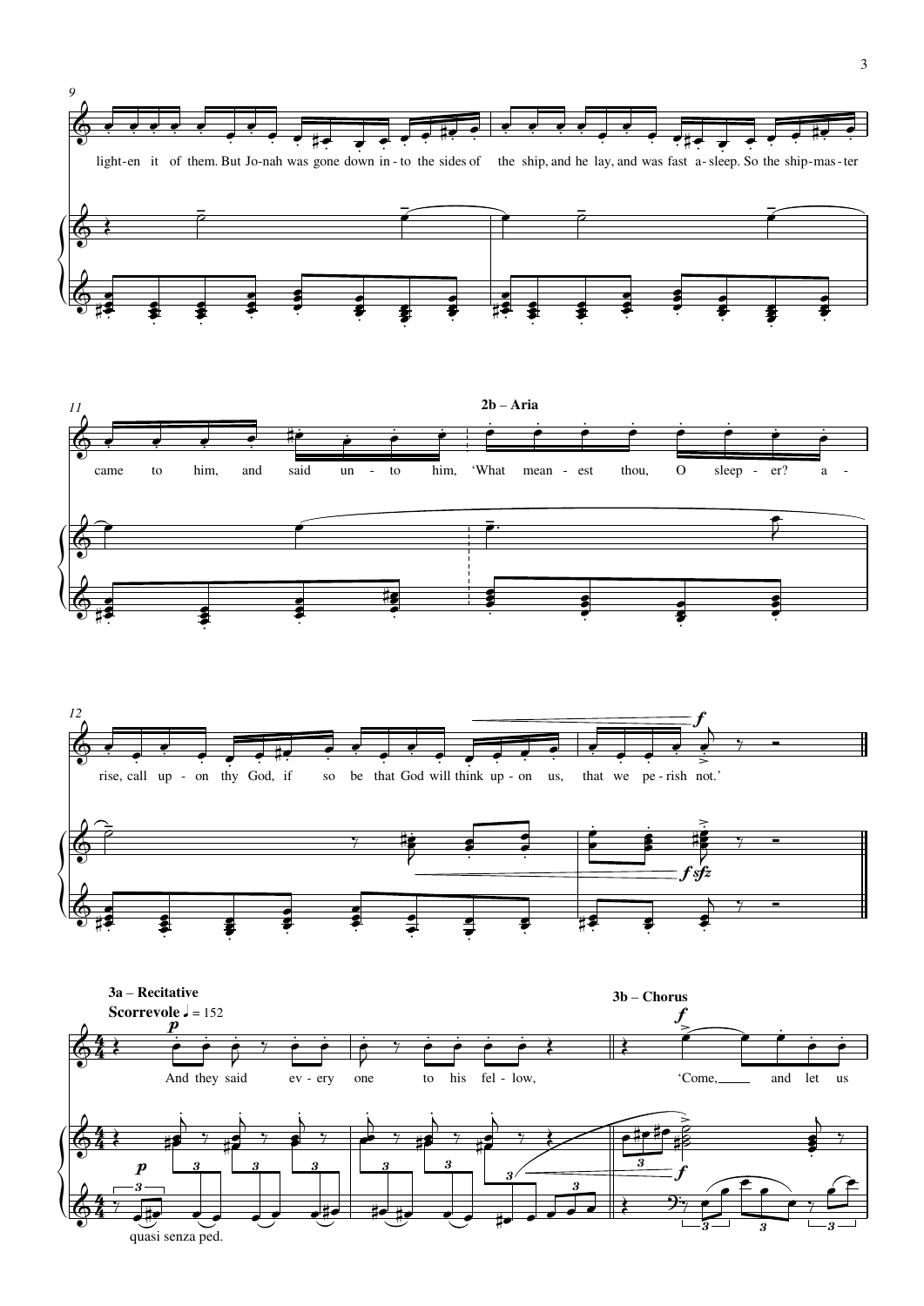light-en it of them. But Jo-nah was gone down in-to the sides of the ship, and he lay, and was fast a-sleep. So the ship-mas-ter

came to him, and said un-to him, 'What mean-est thou, O sleep-er? a-

**2b – Aria**

rise, call up-on thy God, if so be that God will think up-on us, that we pe-rish not.'

**3a – Recitative**

**Scorrevole** ♩ = 152

And they said ev-ery one to his fel-low,

**3b – Chorus**

'Come, and let us

quasi senza ped.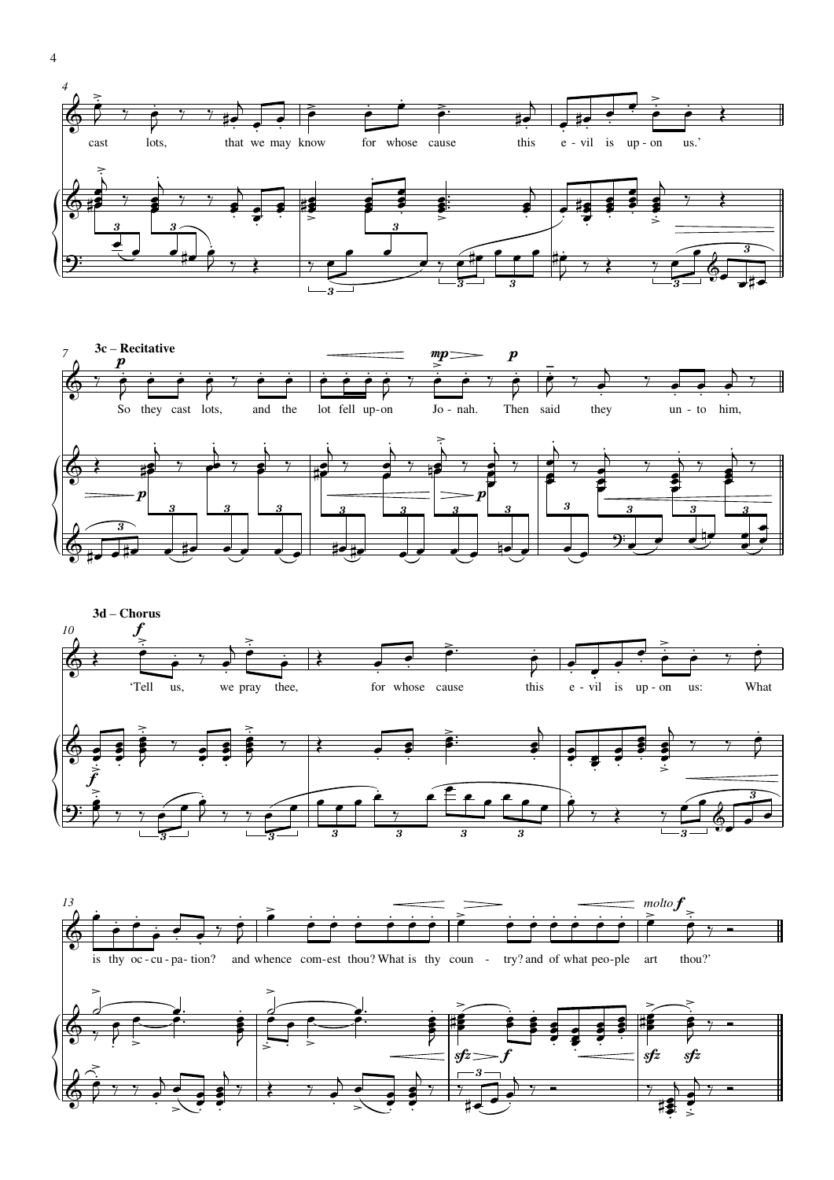**3c – Recitative**

So they cast lots, and the lot fell up-on Jo-nah. Then said they un-to him,

**3d – Chorus**

'Tell us, we pray thee, for whose cause this e-vil is up-on us: What is thy oc-cu-pa-tion? and whence com-est thou? What is thy coun-try? and of what peo-ple art thou?'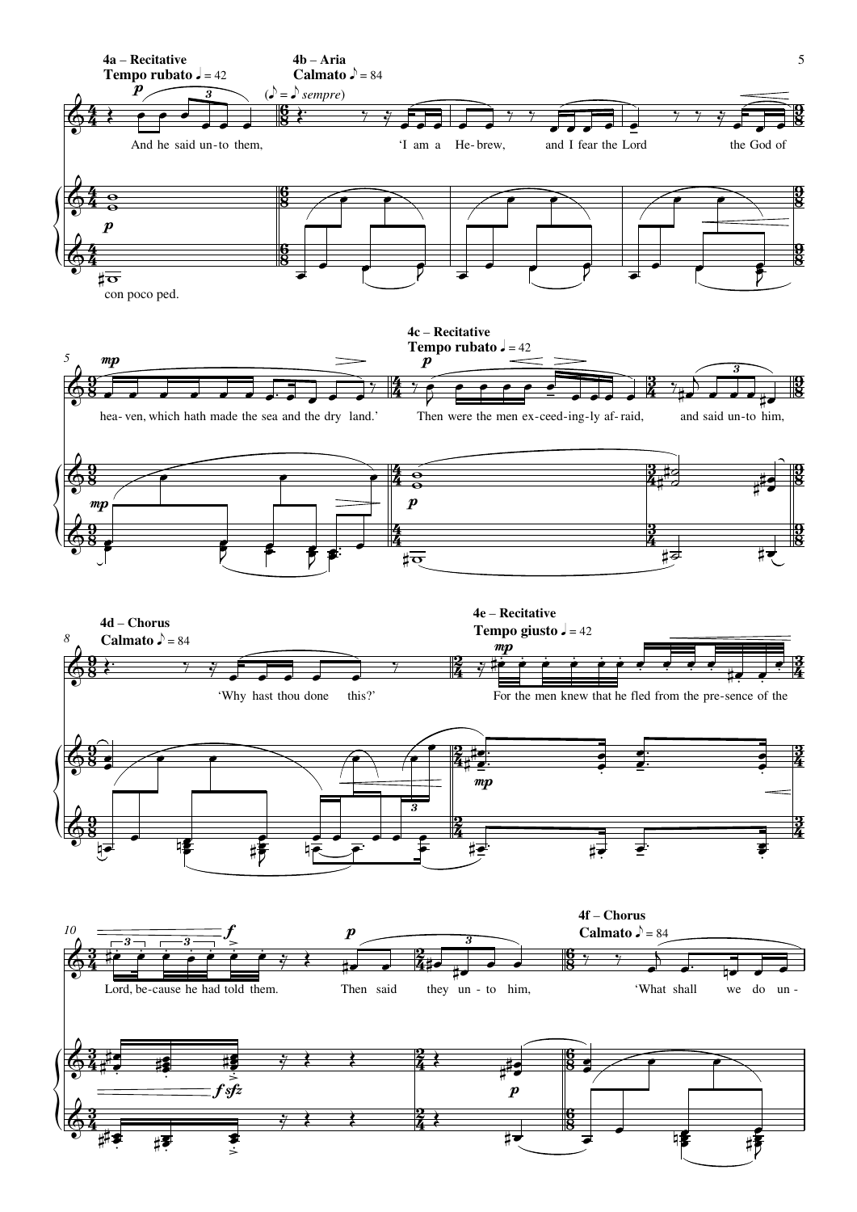**4a – Recitative**
**Tempo rubato** ♩ = 42

And he said un-to them,

**4b – Aria**
**Calmato** ♪ = 84
(♪ = ♪ *sempre*)

'I am a He-brew, and I fear the Lord the God of

con poco ped.

hea-ven, which hath made the sea and the dry land.'

**4c – Recitative**
**Tempo rubato** ♩ = 42

Then were the men ex-ceed-ing-ly af-raid, and said un-to him,

**4d – Chorus**
**Calmato** ♪ = 84

'Why hast thou done this?'

**4e – Recitative**
**Tempo giusto** ♩ = 42

For the men knew that he fled from the pre-sence of the

Lord, be-cause he had told them. Then said they un-to him,

**4f – Chorus**
**Calmato** ♪ = 84

'What shall we do un-